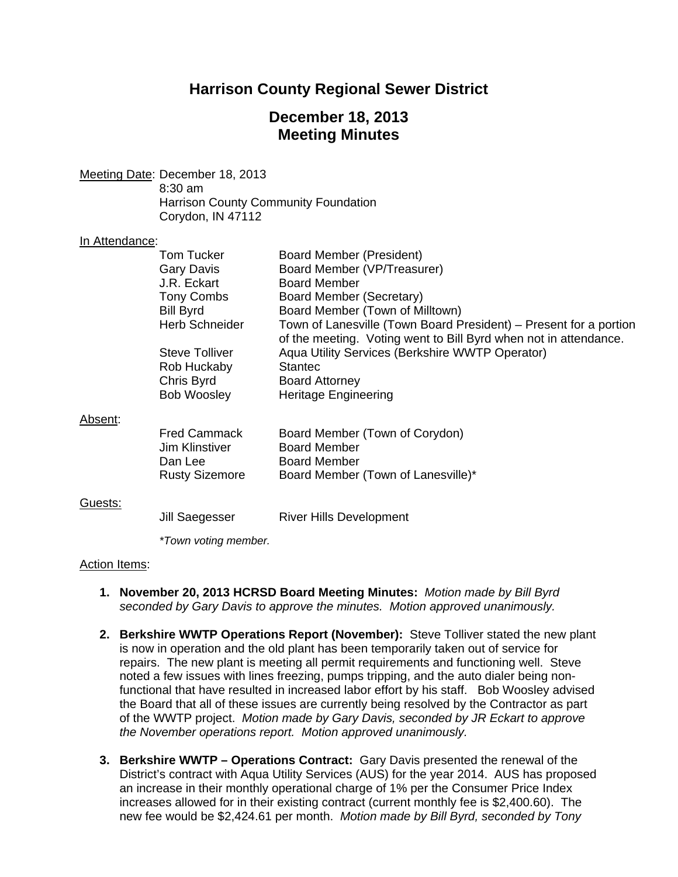# Harrison County Regional Sewer District

## December 18, 2013
## Meeting Minutes

Meeting Date: December 18, 2013
8:30 am
Harrison County Community Foundation
Corydon, IN 47112

In Attendance:

| | |
|---|---|
| Tom Tucker | Board Member (President) |
| Gary Davis | Board Member (VP/Treasurer) |
| J.R. Eckart | Board Member |
| Tony Combs | Board Member (Secretary) |
| Bill Byrd | Board Member (Town of Milltown) |
| Herb Schneider | Town of Lanesville (Town Board President) – Present for a portion of the meeting. Voting went to Bill Byrd when not in attendance. |
| Steve Tolliver | Aqua Utility Services (Berkshire WWTP Operator) |
| Rob Huckaby | Stantec |
| Chris Byrd | Board Attorney |
| Bob Woosley | Heritage Engineering |

Absent:

| | |
|---|---|
| Fred Cammack | Board Member (Town of Corydon) |
| Jim Klinstiver | Board Member |
| Dan Lee | Board Member |
| Rusty Sizemore | Board Member (Town of Lanesville)* |

Guests:

| | |
|---|---|
| Jill Saegesser | River Hills Development |

*\*Town voting member.*

Action Items:

1. **November 20, 2013 HCRSD Board Meeting Minutes:** *Motion made by Bill Byrd seconded by Gary Davis to approve the minutes. Motion approved unanimously.*

2. **Berkshire WWTP Operations Report (November):** Steve Tolliver stated the new plant is now in operation and the old plant has been temporarily taken out of service for repairs. The new plant is meeting all permit requirements and functioning well. Steve noted a few issues with lines freezing, pumps tripping, and the auto dialer being non-functional that have resulted in increased labor effort by his staff. Bob Woosley advised the Board that all of these issues are currently being resolved by the Contractor as part of the WWTP project. *Motion made by Gary Davis, seconded by JR Eckart to approve the November operations report. Motion approved unanimously.*

3. **Berkshire WWTP – Operations Contract:** Gary Davis presented the renewal of the District's contract with Aqua Utility Services (AUS) for the year 2014. AUS has proposed an increase in their monthly operational charge of 1% per the Consumer Price Index increases allowed for in their existing contract (current monthly fee is $2,400.60). The new fee would be $2,424.61 per month. *Motion made by Bill Byrd, seconded by Tony*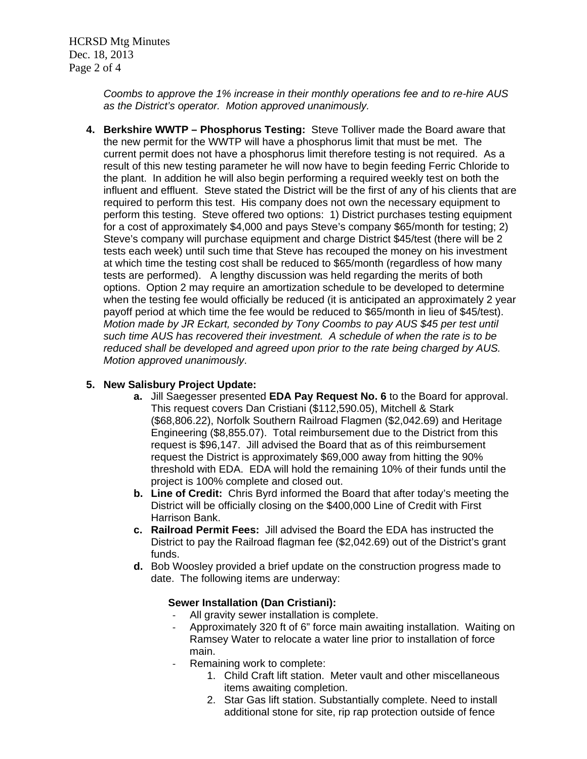*Coombs to approve the 1% increase in their monthly operations fee and to re-hire AUS as the District's operator. Motion approved unanimously.*

4. **Berkshire WWTP – Phosphorus Testing:** Steve Tolliver made the Board aware that the new permit for the WWTP will have a phosphorus limit that must be met. The current permit does not have a phosphorus limit therefore testing is not required. As a result of this new testing parameter he will now have to begin feeding Ferric Chloride to the plant. In addition he will also begin performing a required weekly test on both the influent and effluent. Steve stated the District will be the first of any of his clients that are required to perform this test. His company does not own the necessary equipment to perform this testing. Steve offered two options: 1) District purchases testing equipment for a cost of approximately $4,000 and pays Steve's company $65/month for testing; 2) Steve's company will purchase equipment and charge District $45/test (there will be 2 tests each week) until such time that Steve has recouped the money on his investment at which time the testing cost shall be reduced to $65/month (regardless of how many tests are performed). A lengthy discussion was held regarding the merits of both options. Option 2 may require an amortization schedule to be developed to determine when the testing fee would officially be reduced (it is anticipated an approximately 2 year payoff period at which time the fee would be reduced to $65/month in lieu of $45/test). *Motion made by JR Eckart, seconded by Tony Coombs to pay AUS $45 per test until such time AUS has recovered their investment. A schedule of when the rate is to be reduced shall be developed and agreed upon prior to the rate being charged by AUS. Motion approved unanimously*.

5. **New Salisbury Project Update:**
   a. Jill Saegesser presented **EDA Pay Request No. 6** to the Board for approval. This request covers Dan Cristiani ($112,590.05), Mitchell & Stark ($68,806.22), Norfolk Southern Railroad Flagmen ($2,042.69) and Heritage Engineering ($8,855.07). Total reimbursement due to the District from this request is $96,147. Jill advised the Board that as of this reimbursement request the District is approximately $69,000 away from hitting the 90% threshold with EDA. EDA will hold the remaining 10% of their funds until the project is 100% complete and closed out.
   b. **Line of Credit:** Chris Byrd informed the Board that after today's meeting the District will be officially closing on the $400,000 Line of Credit with First Harrison Bank.
   c. **Railroad Permit Fees:** Jill advised the Board the EDA has instructed the District to pay the Railroad flagman fee ($2,042.69) out of the District's grant funds.
   d. Bob Woosley provided a brief update on the construction progress made to date. The following items are underway:

      **Sewer Installation (Dan Cristiani):**
      - All gravity sewer installation is complete.
      - Approximately 320 ft of 6" force main awaiting installation. Waiting on Ramsey Water to relocate a water line prior to installation of force main.
      - Remaining work to complete:
        1. Child Craft lift station. Meter vault and other miscellaneous items awaiting completion.
        2. Star Gas lift station. Substantially complete. Need to install additional stone for site, rip rap protection outside of fence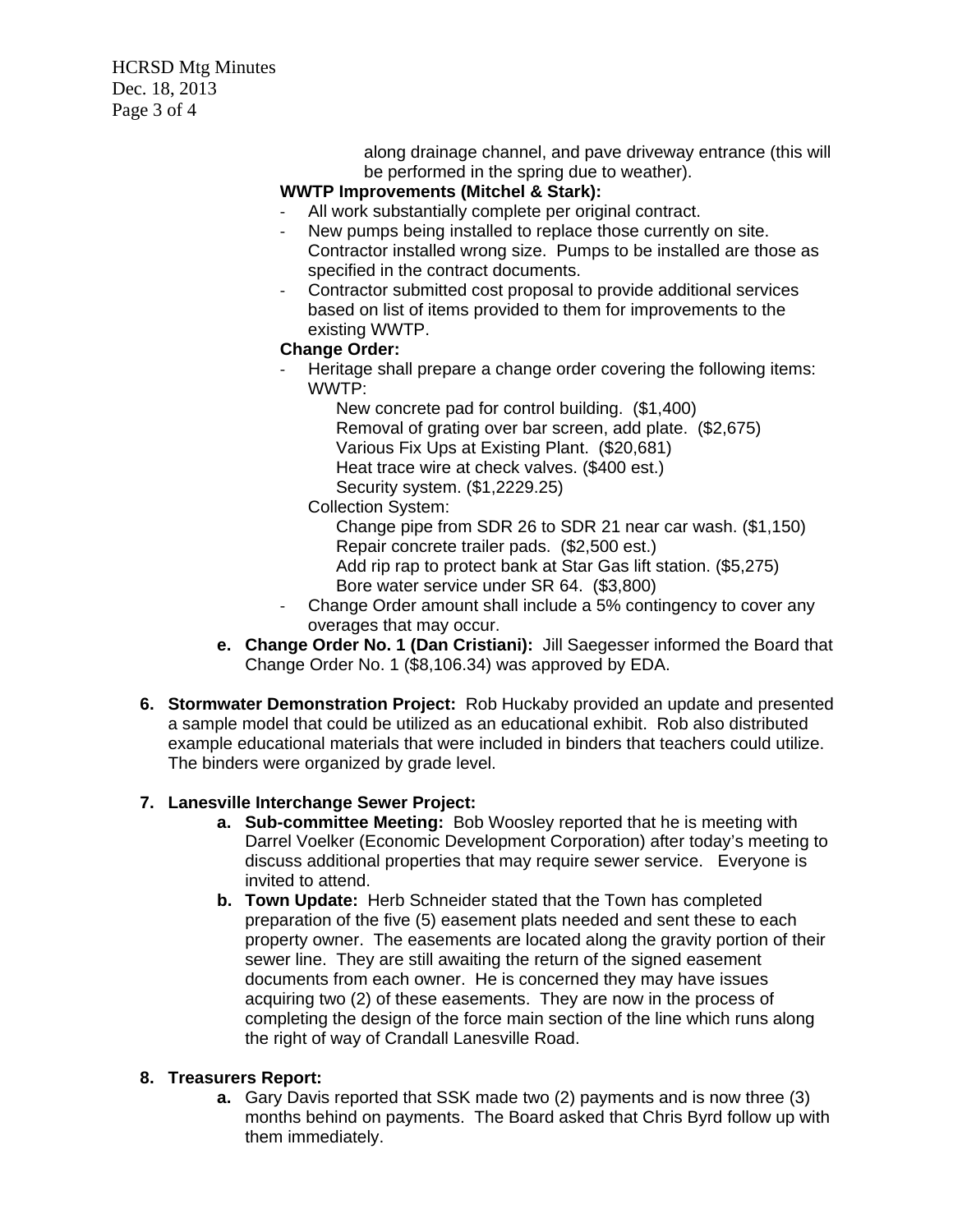along drainage channel, and pave driveway entrance (this will be performed in the spring due to weather).

**WWTP Improvements (Mitchel & Stark):**

- All work substantially complete per original contract.
- New pumps being installed to replace those currently on site. Contractor installed wrong size. Pumps to be installed are those as specified in the contract documents.
- Contractor submitted cost proposal to provide additional services based on list of items provided to them for improvements to the existing WWTP.

**Change Order:**

- Heritage shall prepare a change order covering the following items:
  WWTP:
  - New concrete pad for control building. ($1,400)
  - Removal of grating over bar screen, add plate. ($2,675)
  - Various Fix Ups at Existing Plant. ($20,681)
  - Heat trace wire at check valves. ($400 est.)
  - Security system. ($1,2229.25)

  Collection System:
  - Change pipe from SDR 26 to SDR 21 near car wash. ($1,150)
  - Repair concrete trailer pads. ($2,500 est.)
  - Add rip rap to protect bank at Star Gas lift station. ($5,275)
  - Bore water service under SR 64. ($3,800)
- Change Order amount shall include a 5% contingency to cover any overages that may occur.

e. **Change Order No. 1 (Dan Cristiani):** Jill Saegesser informed the Board that Change Order No. 1 ($8,106.34) was approved by EDA.

6. **Stormwater Demonstration Project:** Rob Huckaby provided an update and presented a sample model that could be utilized as an educational exhibit. Rob also distributed example educational materials that were included in binders that teachers could utilize. The binders were organized by grade level.

7. **Lanesville Interchange Sewer Project:**
   a. **Sub-committee Meeting:** Bob Woosley reported that he is meeting with Darrel Voelker (Economic Development Corporation) after today's meeting to discuss additional properties that may require sewer service. Everyone is invited to attend.
   b. **Town Update:** Herb Schneider stated that the Town has completed preparation of the five (5) easement plats needed and sent these to each property owner. The easements are located along the gravity portion of their sewer line. They are still awaiting the return of the signed easement documents from each owner. He is concerned they may have issues acquiring two (2) of these easements. They are now in the process of completing the design of the force main section of the line which runs along the right of way of Crandall Lanesville Road.

8. **Treasurers Report:**
   a. Gary Davis reported that SSK made two (2) payments and is now three (3) months behind on payments. The Board asked that Chris Byrd follow up with them immediately.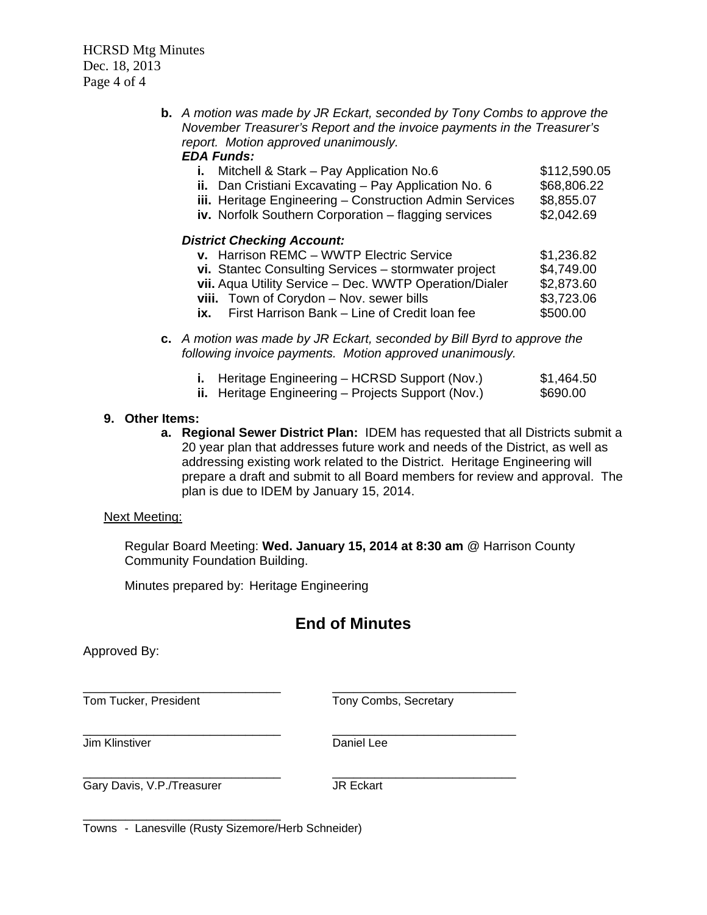**b.** *A motion was made by JR Eckart, seconded by Tony Combs to approve the November Treasurer's Report and the invoice payments in the Treasurer's report. Motion approved unanimously.*

***EDA Funds:***

| | | |
|---|---|---|
| **i.** | Mitchell & Stark – Pay Application No.6 | $112,590.05 |
| **ii.** | Dan Cristiani Excavating – Pay Application No. 6 | $68,806.22 |
| **iii.** | Heritage Engineering – Construction Admin Services | $8,855.07 |
| **iv.** | Norfolk Southern Corporation – flagging services | $2,042.69 |

***District Checking Account:***

| | | |
|---|---|---|
| **v.** | Harrison REMC – WWTP Electric Service | $1,236.82 |
| **vi.** | Stantec Consulting Services – stormwater project | $4,749.00 |
| **vii.** | Aqua Utility Service – Dec. WWTP Operation/Dialer | $2,873.60 |
| **viii.** | Town of Corydon – Nov. sewer bills | $3,723.06 |
| **ix.** | First Harrison Bank – Line of Credit loan fee | $500.00 |

**c.** *A motion was made by JR Eckart, seconded by Bill Byrd to approve the following invoice payments. Motion approved unanimously.*

| | | |
|---|---|---|
| **i.** | Heritage Engineering – HCRSD Support (Nov.) | $1,464.50 |
| **ii.** | Heritage Engineering – Projects Support (Nov.) | $690.00 |

**9. Other Items:**

**a. Regional Sewer District Plan:** IDEM has requested that all Districts submit a 20 year plan that addresses future work and needs of the District, as well as addressing existing work related to the District. Heritage Engineering will prepare a draft and submit to all Board members for review and approval. The plan is due to IDEM by January 15, 2014.

Next Meeting:

Regular Board Meeting: **Wed. January 15, 2014 at 8:30 am** @ Harrison County Community Foundation Building.

Minutes prepared by: Heritage Engineering

## End of Minutes

Approved By:

| | |
|---|---|
| ______________________________ | ______________________________ |
| Tom Tucker, President | Tony Combs, Secretary |
| ______________________________ | ______________________________ |
| Jim Klinstiver | Daniel Lee |
| ______________________________ | ______________________________ |
| Gary Davis, V.P./Treasurer | JR Eckart |

______________________________

Towns - Lanesville (Rusty Sizemore/Herb Schneider)